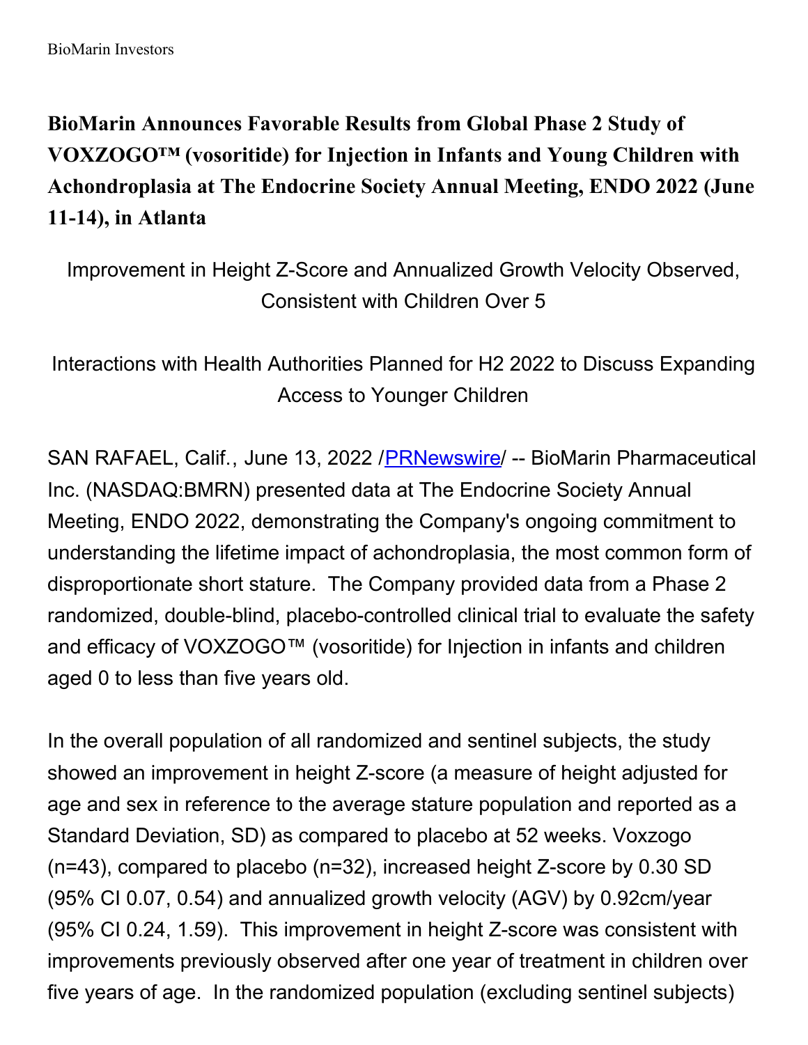BioMarin Investors

# BioMarin Announces Favorable Results from Global Phase 2 Study of VOXZOGO™ (vosoritide) for Injection in Infants and Young Children with Achondroplasia at The Endocrine Society Annual Meeting, ENDO 2022 (June 11-14), in Atlanta

Improvement in Height Z-Score and Annualized Growth Velocity Observed, Consistent with Children Over 5

Interactions with Health Authorities Planned for H2 2022 to Discuss Expanding Access to Younger Children

SAN RAFAEL, Calif., June 13, 2022 /PRNewswire/ -- BioMarin Pharmaceutical Inc. (NASDAQ:BMRN) presented data at The Endocrine Society Annual Meeting, ENDO 2022, demonstrating the Company's ongoing commitment to understanding the lifetime impact of achondroplasia, the most common form of disproportionate short stature. The Company provided data from a Phase 2 randomized, double-blind, placebo-controlled clinical trial to evaluate the safety and efficacy of VOXZOGO™ (vosoritide) for Injection in infants and children aged 0 to less than five years old.

In the overall population of all randomized and sentinel subjects, the study showed an improvement in height Z-score (a measure of height adjusted for age and sex in reference to the average stature population and reported as a Standard Deviation, SD) as compared to placebo at 52 weeks. Voxzogo (n=43), compared to placebo (n=32), increased height Z-score by 0.30 SD (95% CI 0.07, 0.54) and annualized growth velocity (AGV) by 0.92cm/year (95% CI 0.24, 1.59). This improvement in height Z-score was consistent with improvements previously observed after one year of treatment in children over five years of age. In the randomized population (excluding sentinel subjects)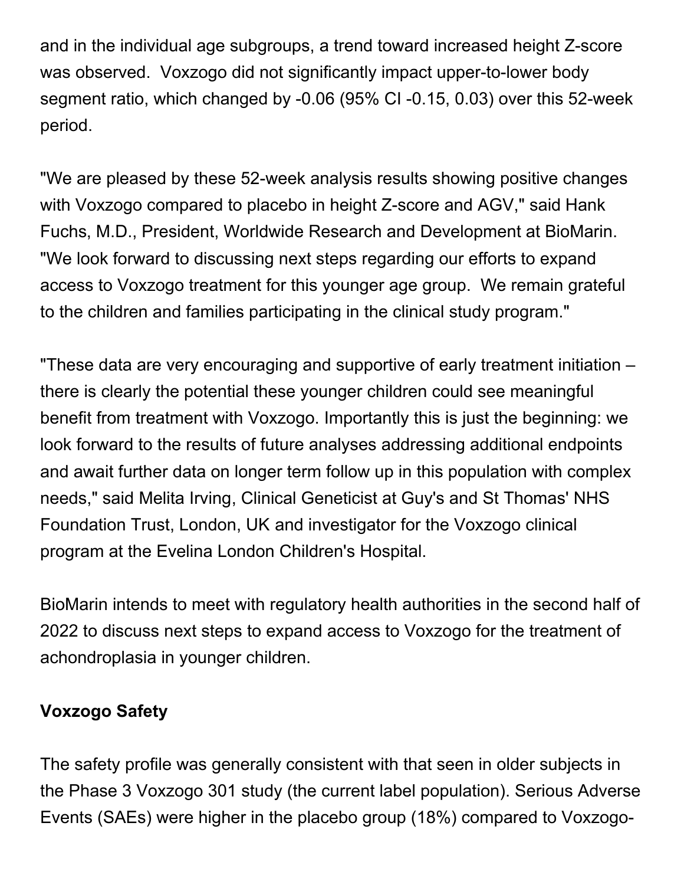and in the individual age subgroups, a trend toward increased height Z-score was observed. Voxzogo did not significantly impact upper-to-lower body segment ratio, which changed by -0.06 (95% CI -0.15, 0.03) over this 52-week period.

"We are pleased by these 52-week analysis results showing positive changes with Voxzogo compared to placebo in height Z-score and AGV," said Hank Fuchs, M.D., President, Worldwide Research and Development at BioMarin. "We look forward to discussing next steps regarding our efforts to expand access to Voxzogo treatment for this younger age group. We remain grateful to the children and families participating in the clinical study program."

"These data are very encouraging and supportive of early treatment initiation – there is clearly the potential these younger children could see meaningful benefit from treatment with Voxzogo. Importantly this is just the beginning: we look forward to the results of future analyses addressing additional endpoints and await further data on longer term follow up in this population with complex needs," said Melita Irving, Clinical Geneticist at Guy's and St Thomas' NHS Foundation Trust, London, UK and investigator for the Voxzogo clinical program at the Evelina London Children's Hospital.

BioMarin intends to meet with regulatory health authorities in the second half of 2022 to discuss next steps to expand access to Voxzogo for the treatment of achondroplasia in younger children.

**Voxzogo Safety**

The safety profile was generally consistent with that seen in older subjects in the Phase 3 Voxzogo 301 study (the current label population). Serious Adverse Events (SAEs) were higher in the placebo group (18%) compared to Voxzogo-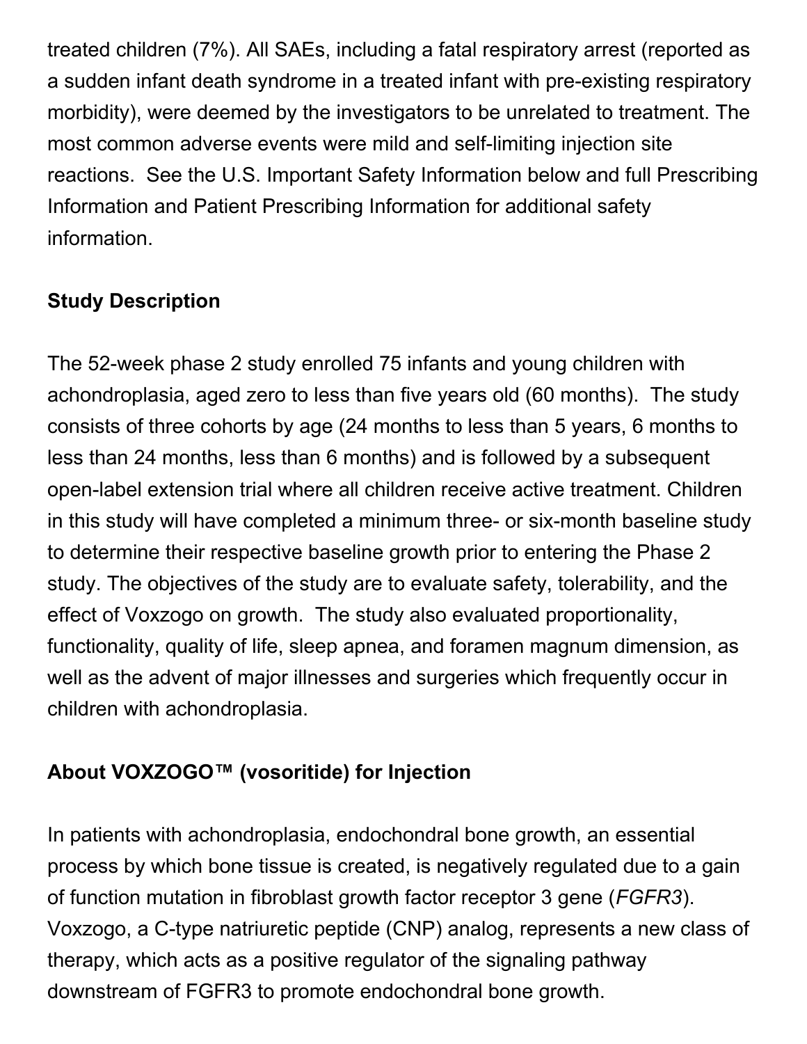treated children (7%). All SAEs, including a fatal respiratory arrest (reported as a sudden infant death syndrome in a treated infant with pre-existing respiratory morbidity), were deemed by the investigators to be unrelated to treatment. The most common adverse events were mild and self-limiting injection site reactions.  See the U.S. Important Safety Information below and full Prescribing Information and Patient Prescribing Information for additional safety information.

**Study Description**

The 52-week phase 2 study enrolled 75 infants and young children with achondroplasia, aged zero to less than five years old (60 months).  The study consists of three cohorts by age (24 months to less than 5 years, 6 months to less than 24 months, less than 6 months) and is followed by a subsequent open-label extension trial where all children receive active treatment. Children in this study will have completed a minimum three- or six-month baseline study to determine their respective baseline growth prior to entering the Phase 2 study. The objectives of the study are to evaluate safety, tolerability, and the effect of Voxzogo on growth.  The study also evaluated proportionality, functionality, quality of life, sleep apnea, and foramen magnum dimension, as well as the advent of major illnesses and surgeries which frequently occur in children with achondroplasia.

**About VOXZOGO™ (vosoritide) for Injection**

In patients with achondroplasia, endochondral bone growth, an essential process by which bone tissue is created, is negatively regulated due to a gain of function mutation in fibroblast growth factor receptor 3 gene (*FGFR3*). Voxzogo, a C-type natriuretic peptide (CNP) analog, represents a new class of therapy, which acts as a positive regulator of the signaling pathway downstream of FGFR3 to promote endochondral bone growth.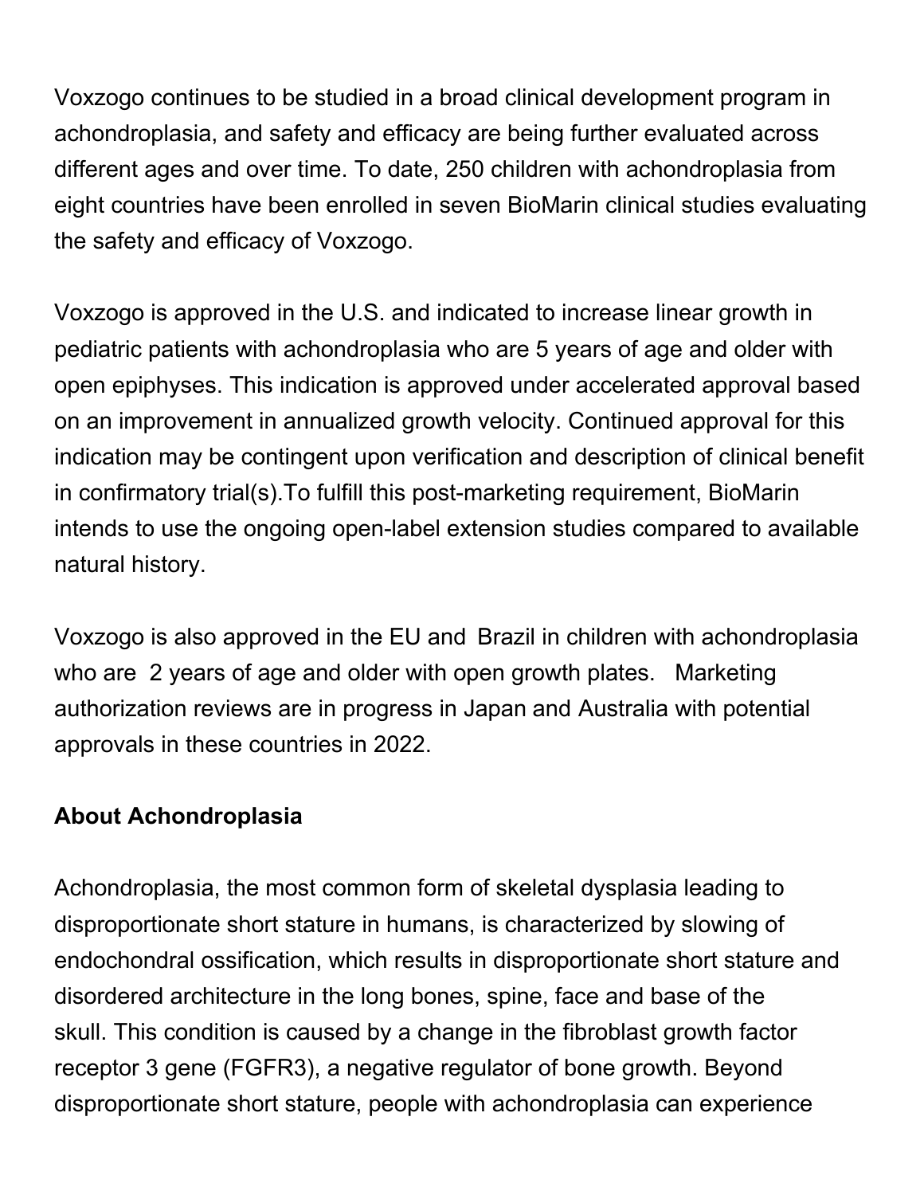Voxzogo continues to be studied in a broad clinical development program in achondroplasia, and safety and efficacy are being further evaluated across different ages and over time. To date, 250 children with achondroplasia from eight countries have been enrolled in seven BioMarin clinical studies evaluating the safety and efficacy of Voxzogo.

Voxzogo is approved in the U.S. and indicated to increase linear growth in pediatric patients with achondroplasia who are 5 years of age and older with open epiphyses. This indication is approved under accelerated approval based on an improvement in annualized growth velocity. Continued approval for this indication may be contingent upon verification and description of clinical benefit in confirmatory trial(s).To fulfill this post-marketing requirement, BioMarin intends to use the ongoing open-label extension studies compared to available natural history.

Voxzogo is also approved in the EU and Brazil in children with achondroplasia who are 2 years of age and older with open growth plates. Marketing authorization reviews are in progress in Japan and Australia with potential approvals in these countries in 2022.

**About Achondroplasia**

Achondroplasia, the most common form of skeletal dysplasia leading to disproportionate short stature in humans, is characterized by slowing of endochondral ossification, which results in disproportionate short stature and disordered architecture in the long bones, spine, face and base of the skull. This condition is caused by a change in the fibroblast growth factor receptor 3 gene (FGFR3), a negative regulator of bone growth. Beyond disproportionate short stature, people with achondroplasia can experience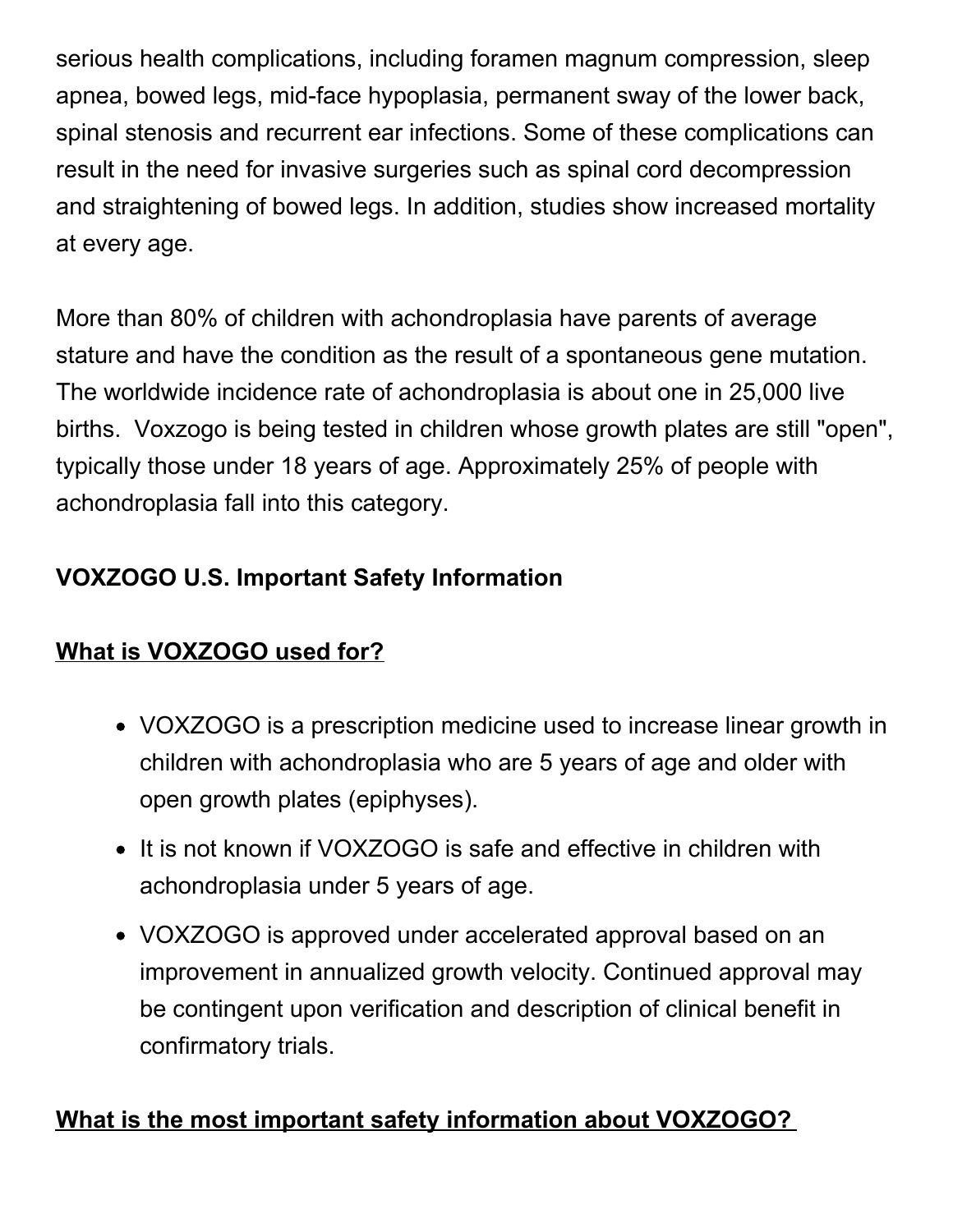serious health complications, including foramen magnum compression, sleep apnea, bowed legs, mid-face hypoplasia, permanent sway of the lower back, spinal stenosis and recurrent ear infections. Some of these complications can result in the need for invasive surgeries such as spinal cord decompression and straightening of bowed legs. In addition, studies show increased mortality at every age.

More than 80% of children with achondroplasia have parents of average stature and have the condition as the result of a spontaneous gene mutation. The worldwide incidence rate of achondroplasia is about one in 25,000 live births. Voxzogo is being tested in children whose growth plates are still "open", typically those under 18 years of age. Approximately 25% of people with achondroplasia fall into this category.

**VOXZOGO U.S. Important Safety Information**

**What is VOXZOGO used for?**

- VOXZOGO is a prescription medicine used to increase linear growth in children with achondroplasia who are 5 years of age and older with open growth plates (epiphyses).
- It is not known if VOXZOGO is safe and effective in children with achondroplasia under 5 years of age.
- VOXZOGO is approved under accelerated approval based on an improvement in annualized growth velocity. Continued approval may be contingent upon verification and description of clinical benefit in confirmatory trials.

**What is the most important safety information about VOXZOGO?**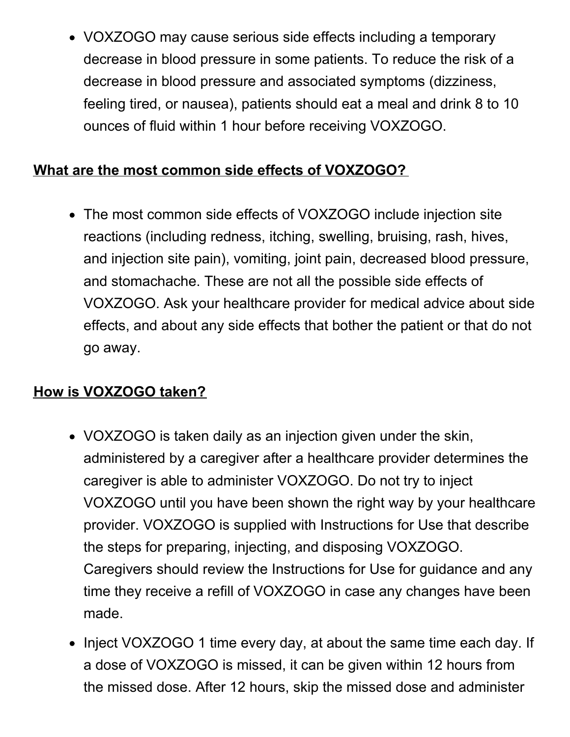- VOXZOGO may cause serious side effects including a temporary decrease in blood pressure in some patients. To reduce the risk of a decrease in blood pressure and associated symptoms (dizziness, feeling tired, or nausea), patients should eat a meal and drink 8 to 10 ounces of fluid within 1 hour before receiving VOXZOGO.

**What are the most common side effects of VOXZOGO?**

- The most common side effects of VOXZOGO include injection site reactions (including redness, itching, swelling, bruising, rash, hives, and injection site pain), vomiting, joint pain, decreased blood pressure, and stomachache. These are not all the possible side effects of VOXZOGO. Ask your healthcare provider for medical advice about side effects, and about any side effects that bother the patient or that do not go away.

**How is VOXZOGO taken?**

- VOXZOGO is taken daily as an injection given under the skin, administered by a caregiver after a healthcare provider determines the caregiver is able to administer VOXZOGO. Do not try to inject VOXZOGO until you have been shown the right way by your healthcare provider. VOXZOGO is supplied with Instructions for Use that describe the steps for preparing, injecting, and disposing VOXZOGO. Caregivers should review the Instructions for Use for guidance and any time they receive a refill of VOXZOGO in case any changes have been made.
- Inject VOXZOGO 1 time every day, at about the same time each day. If a dose of VOXZOGO is missed, it can be given within 12 hours from the missed dose. After 12 hours, skip the missed dose and administer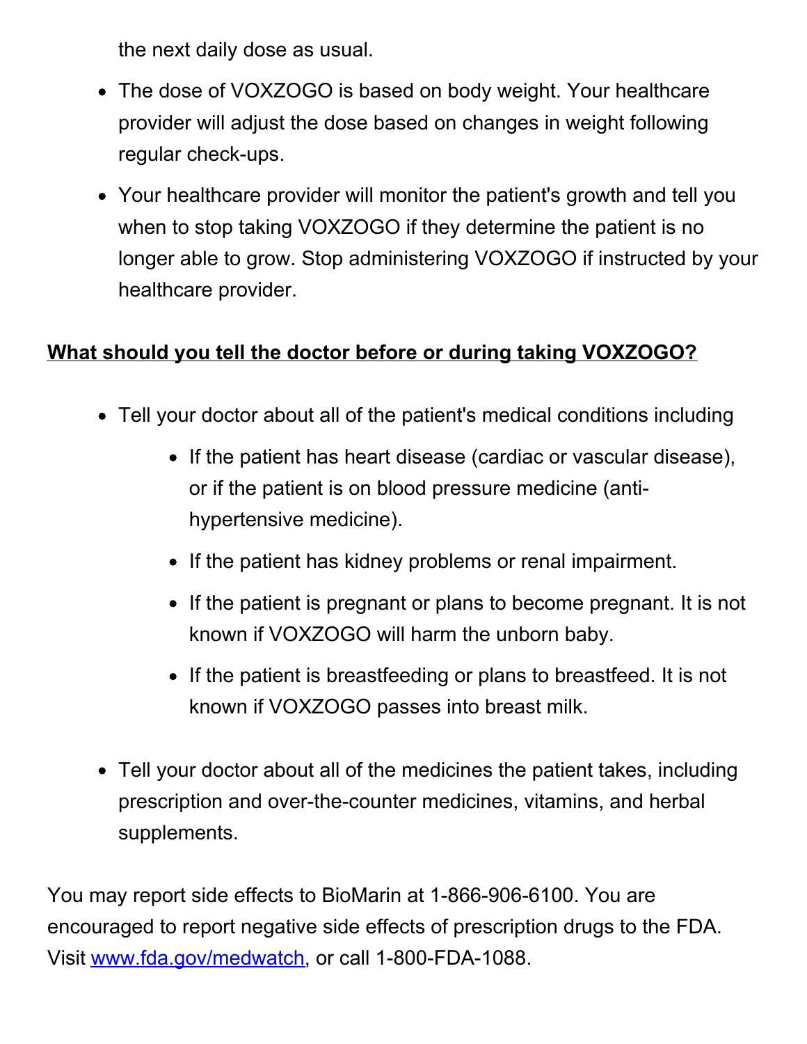the next daily dose as usual.

- The dose of VOXZOGO is based on body weight. Your healthcare provider will adjust the dose based on changes in weight following regular check-ups.
- Your healthcare provider will monitor the patient's growth and tell you when to stop taking VOXZOGO if they determine the patient is no longer able to grow. Stop administering VOXZOGO if instructed by your healthcare provider.

**What should you tell the doctor before or during taking VOXZOGO?**

- Tell your doctor about all of the patient's medical conditions including
    - If the patient has heart disease (cardiac or vascular disease), or if the patient is on blood pressure medicine (anti-hypertensive medicine).
    - If the patient has kidney problems or renal impairment.
    - If the patient is pregnant or plans to become pregnant. It is not known if VOXZOGO will harm the unborn baby.
    - If the patient is breastfeeding or plans to breastfeed. It is not known if VOXZOGO passes into breast milk.
- Tell your doctor about all of the medicines the patient takes, including prescription and over-the-counter medicines, vitamins, and herbal supplements.

You may report side effects to BioMarin at 1-866-906-6100. You are encouraged to report negative side effects of prescription drugs to the FDA. Visit [www.fda.gov/medwatch](www.fda.gov/medwatch), or call 1-800-FDA-1088.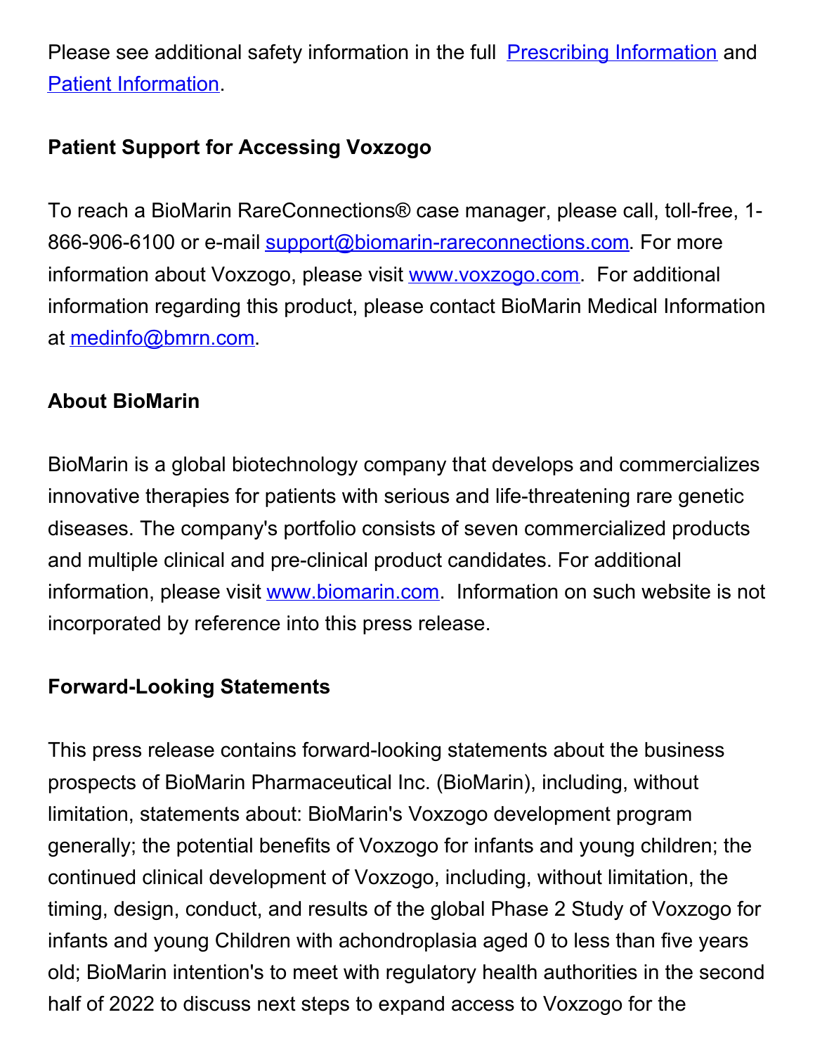Please see additional safety information in the full [Prescribing Information](Prescribing Information) and [Patient Information](Patient Information).

**Patient Support for Accessing Voxzogo**

To reach a BioMarin RareConnections® case manager, please call, toll-free, 1-866-906-6100 or e-mail support@biomarin-rareconnections.com. For more information about Voxzogo, please visit www.voxzogo.com. For additional information regarding this product, please contact BioMarin Medical Information at medinfo@bmrn.com.

**About BioMarin**

BioMarin is a global biotechnology company that develops and commercializes innovative therapies for patients with serious and life-threatening rare genetic diseases. The company's portfolio consists of seven commercialized products and multiple clinical and pre-clinical product candidates. For additional information, please visit www.biomarin.com. Information on such website is not incorporated by reference into this press release.

**Forward-Looking Statements**

This press release contains forward-looking statements about the business prospects of BioMarin Pharmaceutical Inc. (BioMarin), including, without limitation, statements about: BioMarin's Voxzogo development program generally; the potential benefits of Voxzogo for infants and young children; the continued clinical development of Voxzogo, including, without limitation, the timing, design, conduct, and results of the global Phase 2 Study of Voxzogo for infants and young Children with achondroplasia aged 0 to less than five years old; BioMarin intention's to meet with regulatory health authorities in the second half of 2022 to discuss next steps to expand access to Voxzogo for the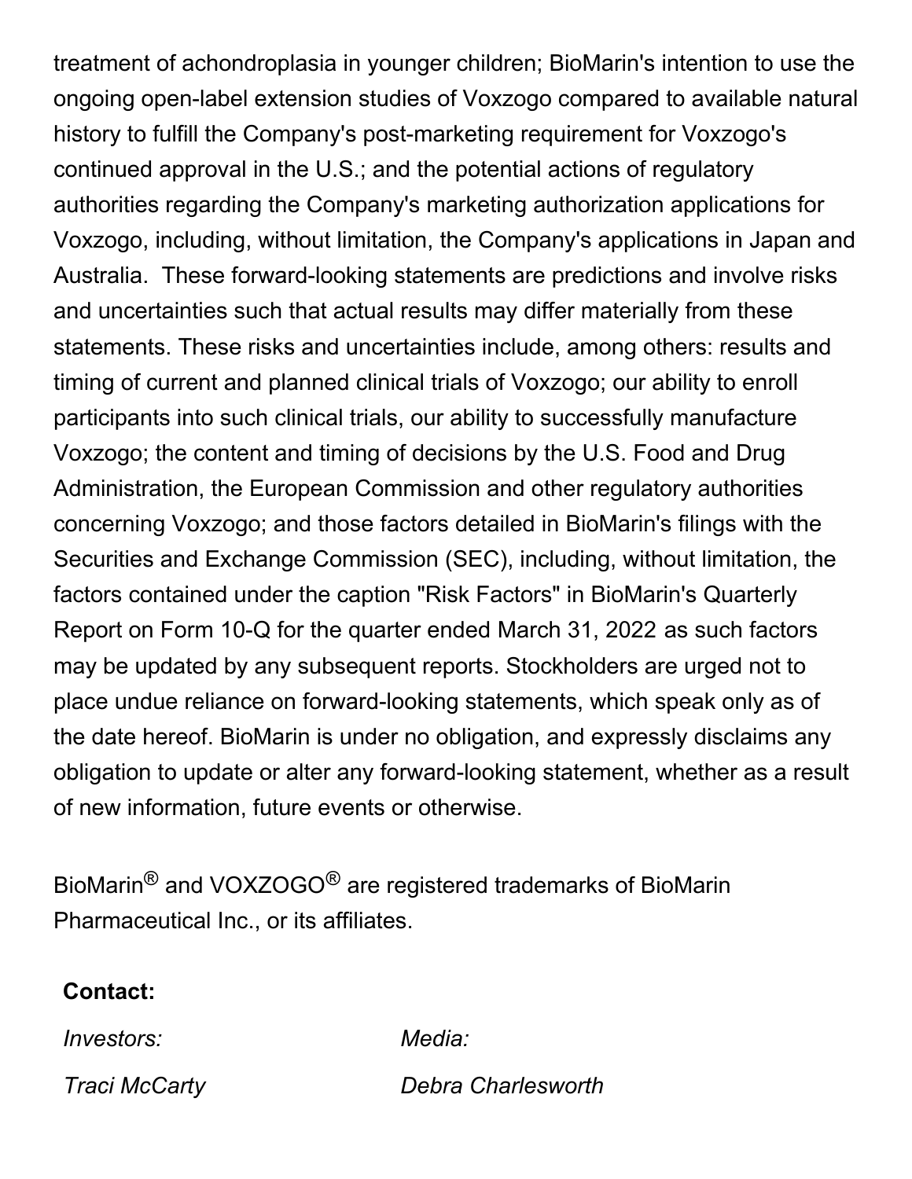treatment of achondroplasia in younger children; BioMarin's intention to use the ongoing open-label extension studies of Voxzogo compared to available natural history to fulfill the Company's post-marketing requirement for Voxzogo's continued approval in the U.S.; and the potential actions of regulatory authorities regarding the Company's marketing authorization applications for Voxzogo, including, without limitation, the Company's applications in Japan and Australia.  These forward-looking statements are predictions and involve risks and uncertainties such that actual results may differ materially from these statements. These risks and uncertainties include, among others: results and timing of current and planned clinical trials of Voxzogo; our ability to enroll participants into such clinical trials, our ability to successfully manufacture Voxzogo; the content and timing of decisions by the U.S. Food and Drug Administration, the European Commission and other regulatory authorities concerning Voxzogo; and those factors detailed in BioMarin's filings with the Securities and Exchange Commission (SEC), including, without limitation, the factors contained under the caption "Risk Factors" in BioMarin's Quarterly Report on Form 10-Q for the quarter ended March 31, 2022 as such factors may be updated by any subsequent reports. Stockholders are urged not to place undue reliance on forward-looking statements, which speak only as of the date hereof. BioMarin is under no obligation, and expressly disclaims any obligation to update or alter any forward-looking statement, whether as a result of new information, future events or otherwise.

BioMarin® and VOXZOGO® are registered trademarks of BioMarin Pharmaceutical Inc., or its affiliates.

**Contact:**

| *Investors:* | *Media:* |
|---|---|
| *Traci McCarty* | *Debra Charlesworth* |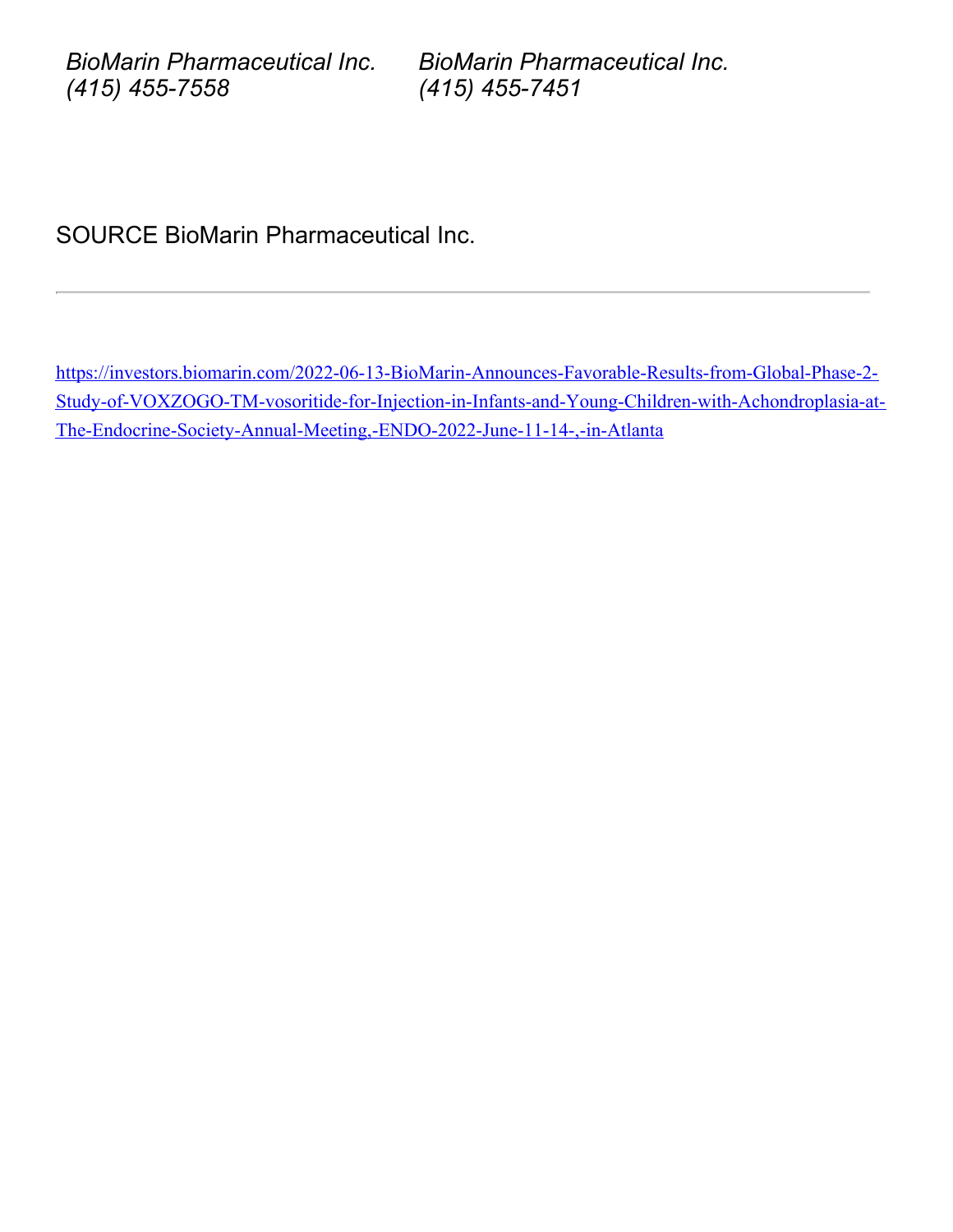*BioMarin Pharmaceutical Inc.*
*(415) 455-7558*

*BioMarin Pharmaceutical Inc.*
*(415) 455-7451*

SOURCE BioMarin Pharmaceutical Inc.

---

https://investors.biomarin.com/2022-06-13-BioMarin-Announces-Favorable-Results-from-Global-Phase-2-Study-of-VOXZOGO-TM-vosoritide-for-Injection-in-Infants-and-Young-Children-with-Achondroplasia-at-The-Endocrine-Society-Annual-Meeting,-ENDO-2022-June-11-14-,-in-Atlanta